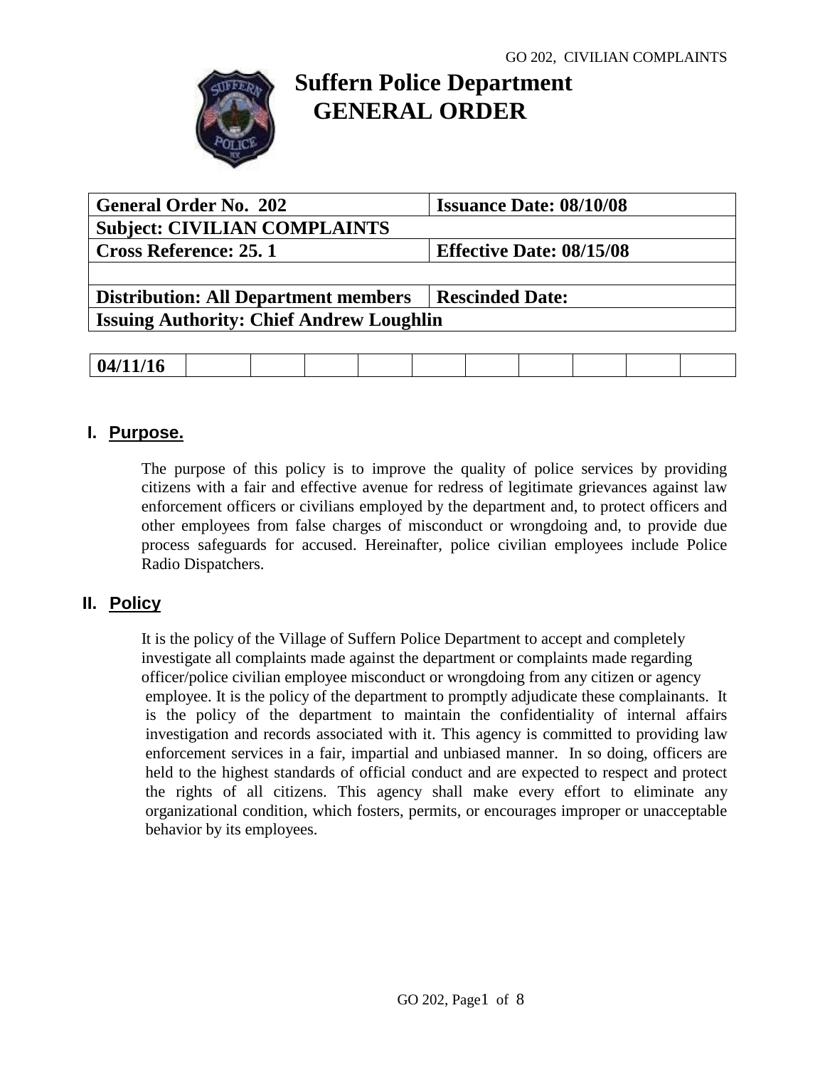# Suffern Police Department
# GENERAL ORDER

| General Order No. 202 | Issuance Date: 08/10/08 |
|---|---|
| Subject: CIVILIAN COMPLAINTS | |
| Cross Reference: 25. 1 | Effective Date: 08/15/08 |
| | |
| Distribution: All Department members | Rescinded Date: |
| Issuing Authority: Chief Andrew Loughlin | |

| 04/11/16 | | | | | | | | | | | |
|---|---|---|---|---|---|---|---|---|---|---|---|

## I. Purpose.

The purpose of this policy is to improve the quality of police services by providing citizens with a fair and effective avenue for redress of legitimate grievances against law enforcement officers or civilians employed by the department and, to protect officers and other employees from false charges of misconduct or wrongdoing and, to provide due process safeguards for accused. Hereinafter, police civilian employees include Police Radio Dispatchers.

## II. Policy

It is the policy of the Village of Suffern Police Department to accept and completely investigate all complaints made against the department or complaints made regarding officer/police civilian employee misconduct or wrongdoing from any citizen or agency employee. It is the policy of the department to promptly adjudicate these complainants. It is the policy of the department to maintain the confidentiality of internal affairs investigation and records associated with it. This agency is committed to providing law enforcement services in a fair, impartial and unbiased manner. In so doing, officers are held to the highest standards of official conduct and are expected to respect and protect the rights of all citizens. This agency shall make every effort to eliminate any organizational condition, which fosters, permits, or encourages improper or unacceptable behavior by its employees.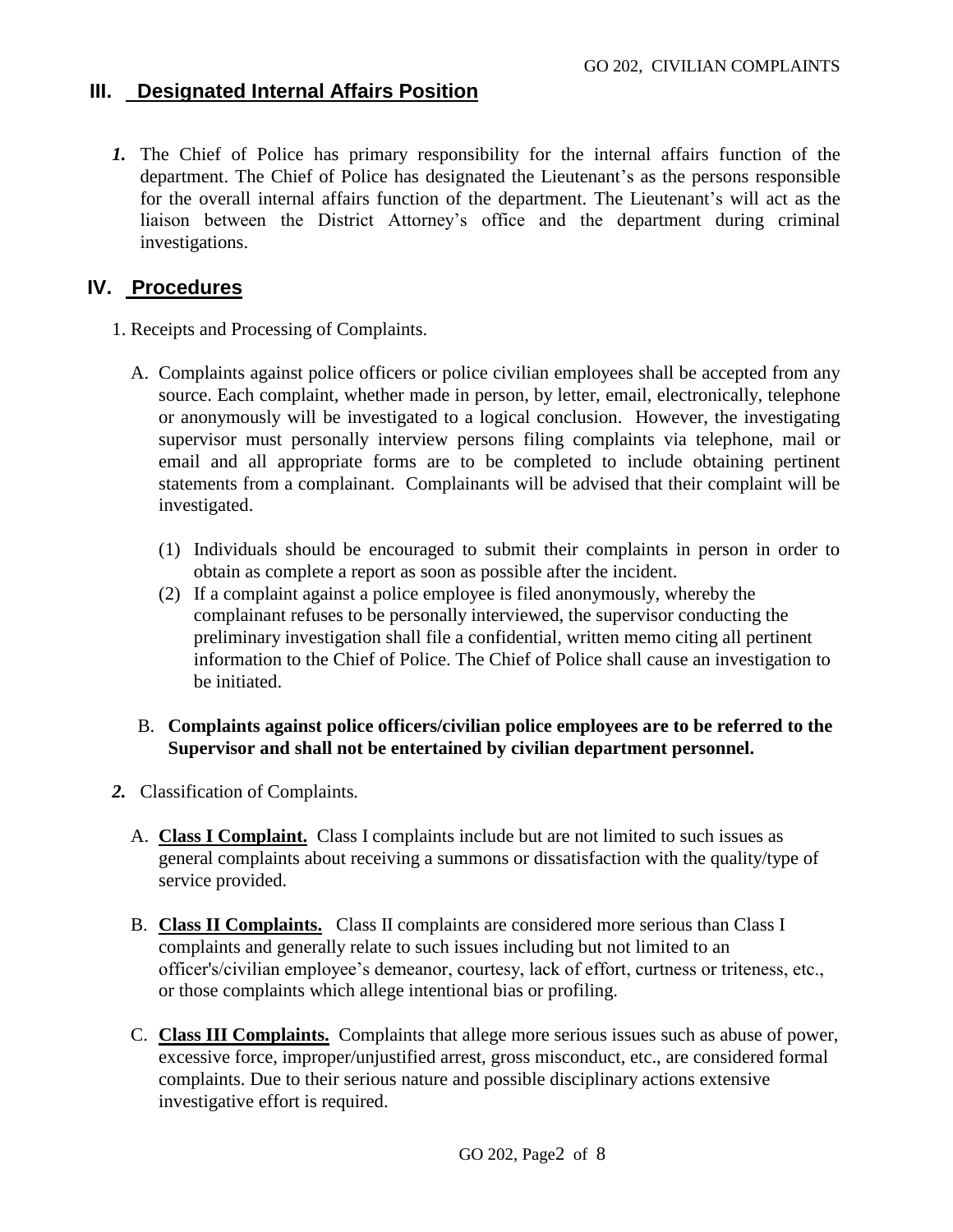## III. Designated Internal Affairs Position

*1.* The Chief of Police has primary responsibility for the internal affairs function of the department. The Chief of Police has designated the Lieutenant's as the persons responsible for the overall internal affairs function of the department. The Lieutenant's will act as the liaison between the District Attorney's office and the department during criminal investigations.

## IV. Procedures

1. Receipts and Processing of Complaints.

   A. Complaints against police officers or police civilian employees shall be accepted from any source. Each complaint, whether made in person, by letter, email, electronically, telephone or anonymously will be investigated to a logical conclusion. However, the investigating supervisor must personally interview persons filing complaints via telephone, mail or email and all appropriate forms are to be completed to include obtaining pertinent statements from a complainant. Complainants will be advised that their complaint will be investigated.

      (1) Individuals should be encouraged to submit their complaints in person in order to obtain as complete a report as soon as possible after the incident.

      (2) If a complaint against a police employee is filed anonymously, whereby the complainant refuses to be personally interviewed, the supervisor conducting the preliminary investigation shall file a confidential, written memo citing all pertinent information to the Chief of Police. The Chief of Police shall cause an investigation to be initiated.

   B. **Complaints against police officers/civilian police employees are to be referred to the Supervisor and shall not be entertained by civilian department personnel.**

*2.* Classification of Complaints.

   A. **Class I Complaint.** Class I complaints include but are not limited to such issues as general complaints about receiving a summons or dissatisfaction with the quality/type of service provided.

   B. **Class II Complaints.** Class II complaints are considered more serious than Class I complaints and generally relate to such issues including but not limited to an officer's/civilian employee's demeanor, courtesy, lack of effort, curtness or triteness, etc., or those complaints which allege intentional bias or profiling.

   C. **Class III Complaints.** Complaints that allege more serious issues such as abuse of power, excessive force, improper/unjustified arrest, gross misconduct, etc., are considered formal complaints. Due to their serious nature and possible disciplinary actions extensive investigative effort is required.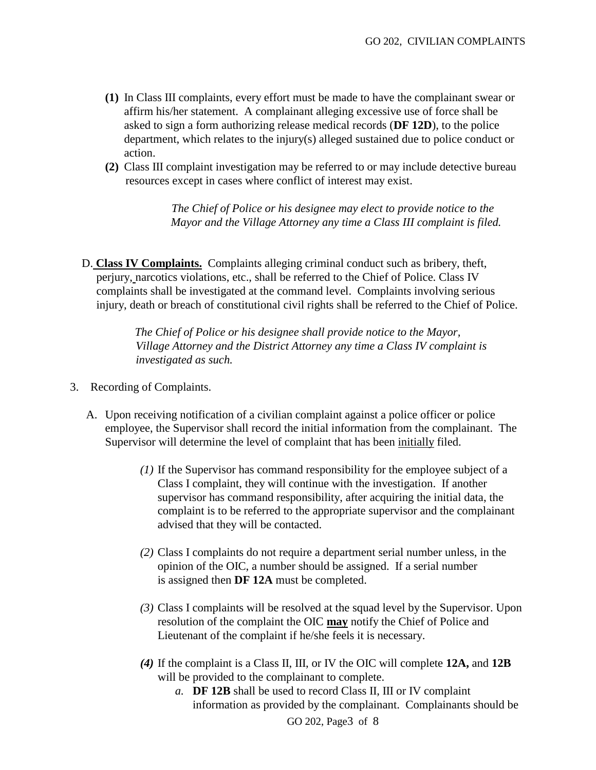**(1)** In Class III complaints, every effort must be made to have the complainant swear or affirm his/her statement. A complainant alleging excessive use of force shall be asked to sign a form authorizing release medical records (**DF 12D**), to the police department, which relates to the injury(s) alleged sustained due to police conduct or action.

**(2)** Class III complaint investigation may be referred to or may include detective bureau resources except in cases where conflict of interest may exist.

*The Chief of Police or his designee may elect to provide notice to the Mayor and the Village Attorney any time a Class III complaint is filed.*

D. **Class IV Complaints.** Complaints alleging criminal conduct such as bribery, theft, perjury, narcotics violations, etc., shall be referred to the Chief of Police. Class IV complaints shall be investigated at the command level. Complaints involving serious injury, death or breach of constitutional civil rights shall be referred to the Chief of Police.

*The Chief of Police or his designee shall provide notice to the Mayor, Village Attorney and the District Attorney any time a Class IV complaint is investigated as such.*

3. Recording of Complaints.

A. Upon receiving notification of a civilian complaint against a police officer or police employee, the Supervisor shall record the initial information from the complainant. The Supervisor will determine the level of complaint that has been <u>initially</u> filed.

*(1)* If the Supervisor has command responsibility for the employee subject of a Class I complaint, they will continue with the investigation. If another supervisor has command responsibility, after acquiring the initial data, the complaint is to be referred to the appropriate supervisor and the complainant advised that they will be contacted.

*(2)* Class I complaints do not require a department serial number unless, in the opinion of the OIC, a number should be assigned. If a serial number is assigned then **DF 12A** must be completed.

*(3)* Class I complaints will be resolved at the squad level by the Supervisor. Upon resolution of the complaint the OIC <u>**may**</u> notify the Chief of Police and Lieutenant of the complaint if he/she feels it is necessary.

***(4)*** If the complaint is a Class II, III, or IV the OIC will complete **12A,** and **12B** will be provided to the complainant to complete.

*a.* **DF 12B** shall be used to record Class II, III or IV complaint information as provided by the complainant. Complainants should be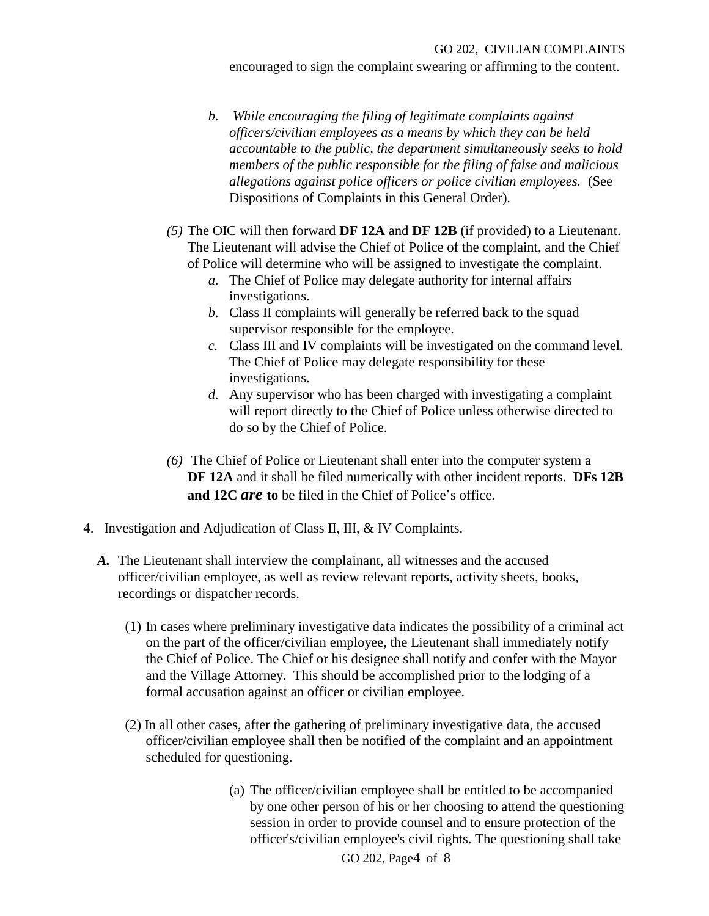encouraged to sign the complaint swearing or affirming to the content.

*b. While encouraging the filing of legitimate complaints against officers/civilian employees as a means by which they can be held accountable to the public, the department simultaneously seeks to hold members of the public responsible for the filing of false and malicious allegations against police officers or police civilian employees.* (See Dispositions of Complaints in this General Order).

*(5)* The OIC will then forward **DF 12A** and **DF 12B** (if provided) to a Lieutenant. The Lieutenant will advise the Chief of Police of the complaint, and the Chief of Police will determine who will be assigned to investigate the complaint.

*a.* The Chief of Police may delegate authority for internal affairs investigations.

*b.* Class II complaints will generally be referred back to the squad supervisor responsible for the employee.

*c.* Class III and IV complaints will be investigated on the command level. The Chief of Police may delegate responsibility for these investigations.

*d.* Any supervisor who has been charged with investigating a complaint will report directly to the Chief of Police unless otherwise directed to do so by the Chief of Police.

*(6)* The Chief of Police or Lieutenant shall enter into the computer system a **DF 12A** and it shall be filed numerically with other incident reports. **DFs 12B and 12C *are* to** be filed in the Chief of Police's office.

4. Investigation and Adjudication of Class II, III, & IV Complaints.

***A.*** The Lieutenant shall interview the complainant, all witnesses and the accused officer/civilian employee, as well as review relevant reports, activity sheets, books, recordings or dispatcher records.

(1) In cases where preliminary investigative data indicates the possibility of a criminal act on the part of the officer/civilian employee, the Lieutenant shall immediately notify the Chief of Police. The Chief or his designee shall notify and confer with the Mayor and the Village Attorney. This should be accomplished prior to the lodging of a formal accusation against an officer or civilian employee.

(2) In all other cases, after the gathering of preliminary investigative data, the accused officer/civilian employee shall then be notified of the complaint and an appointment scheduled for questioning.

(a) The officer/civilian employee shall be entitled to be accompanied by one other person of his or her choosing to attend the questioning session in order to provide counsel and to ensure protection of the officer's/civilian employee's civil rights. The questioning shall take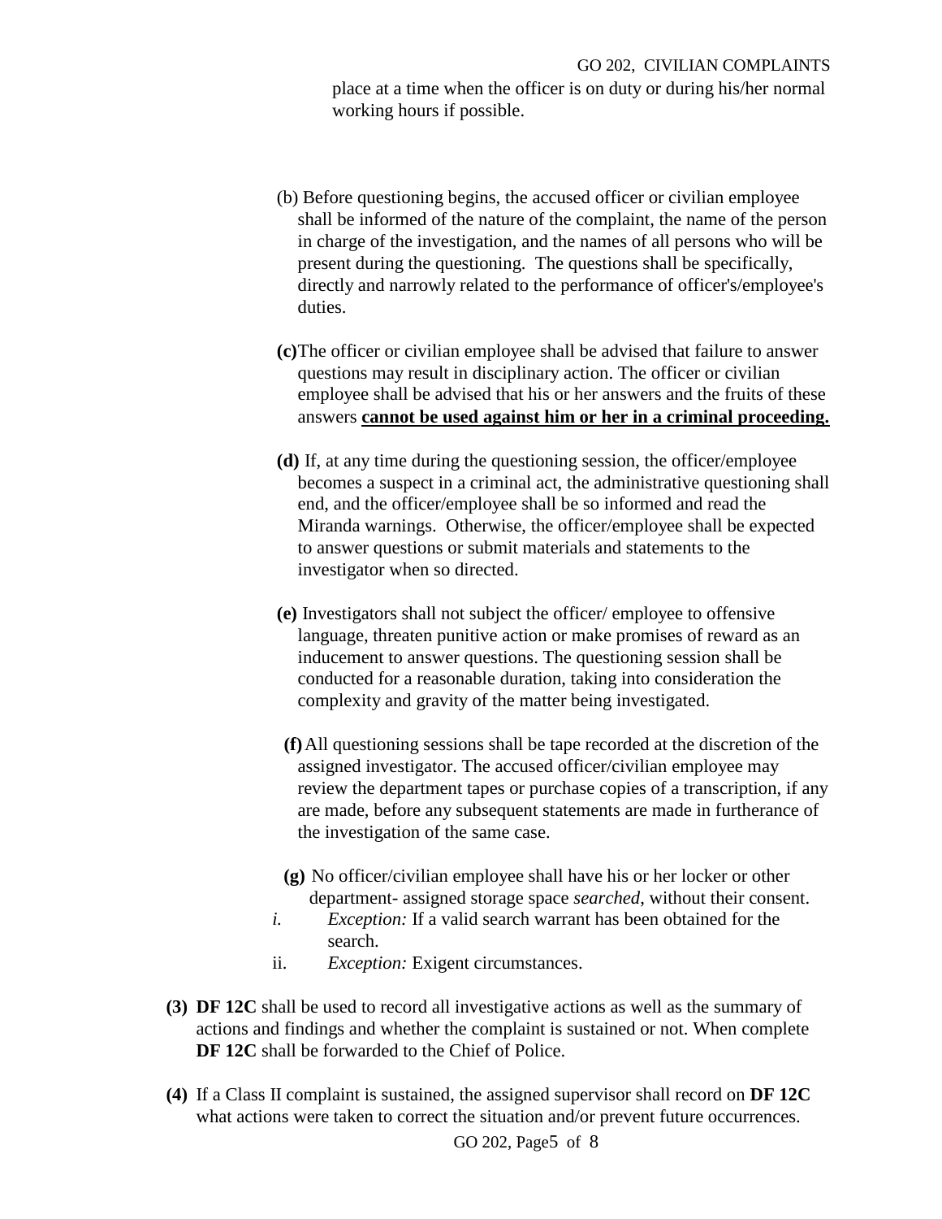place at a time when the officer is on duty or during his/her normal working hours if possible.

(b) Before questioning begins, the accused officer or civilian employee shall be informed of the nature of the complaint, the name of the person in charge of the investigation, and the names of all persons who will be present during the questioning. The questions shall be specifically, directly and narrowly related to the performance of officer's/employee's duties.

**(c)** The officer or civilian employee shall be advised that failure to answer questions may result in disciplinary action. The officer or civilian employee shall be advised that his or her answers and the fruits of these answers **<u>cannot be used against him or her in a criminal proceeding.</u>**

**(d)** If, at any time during the questioning session, the officer/employee becomes a suspect in a criminal act, the administrative questioning shall end, and the officer/employee shall be so informed and read the Miranda warnings. Otherwise, the officer/employee shall be expected to answer questions or submit materials and statements to the investigator when so directed.

**(e)** Investigators shall not subject the officer/ employee to offensive language, threaten punitive action or make promises of reward as an inducement to answer questions. The questioning session shall be conducted for a reasonable duration, taking into consideration the complexity and gravity of the matter being investigated.

**(f)** All questioning sessions shall be tape recorded at the discretion of the assigned investigator. The accused officer/civilian employee may review the department tapes or purchase copies of a transcription, if any are made, before any subsequent statements are made in furtherance of the investigation of the same case.

**(g)** No officer/civilian employee shall have his or her locker or other department- assigned storage space *searched*, without their consent.

i. *Exception:* If a valid search warrant has been obtained for the search.

ii. *Exception:* Exigent circumstances.

**(3)** **DF 12C** shall be used to record all investigative actions as well as the summary of actions and findings and whether the complaint is sustained or not. When complete **DF 12C** shall be forwarded to the Chief of Police.

**(4)** If a Class II complaint is sustained, the assigned supervisor shall record on **DF 12C** what actions were taken to correct the situation and/or prevent future occurrences.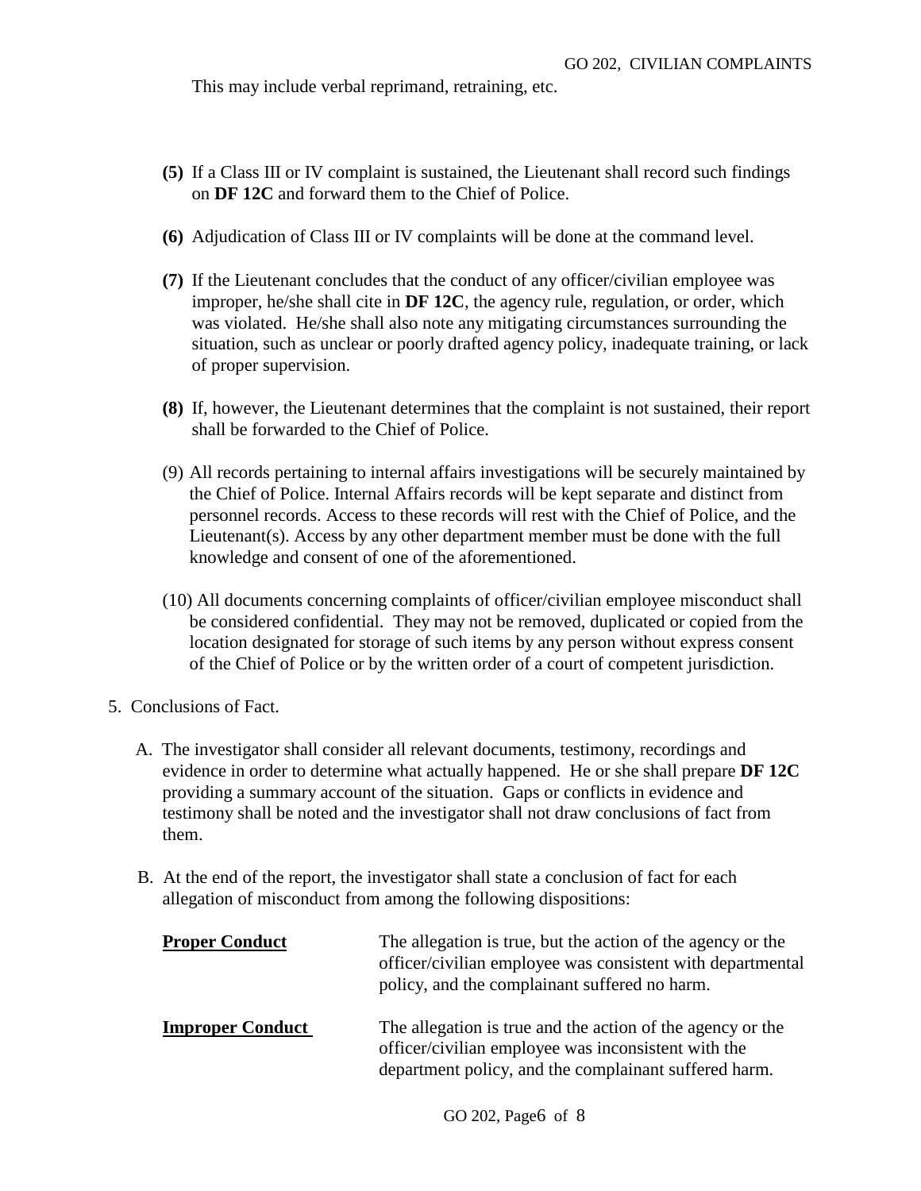This may include verbal reprimand, retraining, etc.

**(5)** If a Class III or IV complaint is sustained, the Lieutenant shall record such findings on **DF 12C** and forward them to the Chief of Police.

**(6)** Adjudication of Class III or IV complaints will be done at the command level.

**(7)** If the Lieutenant concludes that the conduct of any officer/civilian employee was improper, he/she shall cite in **DF 12C**, the agency rule, regulation, or order, which was violated. He/she shall also note any mitigating circumstances surrounding the situation, such as unclear or poorly drafted agency policy, inadequate training, or lack of proper supervision.

**(8)** If, however, the Lieutenant determines that the complaint is not sustained, their report shall be forwarded to the Chief of Police.

(9) All records pertaining to internal affairs investigations will be securely maintained by the Chief of Police. Internal Affairs records will be kept separate and distinct from personnel records. Access to these records will rest with the Chief of Police, and the Lieutenant(s). Access by any other department member must be done with the full knowledge and consent of one of the aforementioned.

(10) All documents concerning complaints of officer/civilian employee misconduct shall be considered confidential. They may not be removed, duplicated or copied from the location designated for storage of such items by any person without express consent of the Chief of Police or by the written order of a court of competent jurisdiction.

5. Conclusions of Fact.

A. The investigator shall consider all relevant documents, testimony, recordings and evidence in order to determine what actually happened. He or she shall prepare **DF 12C** providing a summary account of the situation. Gaps or conflicts in evidence and testimony shall be noted and the investigator shall not draw conclusions of fact from them.

B. At the end of the report, the investigator shall state a conclusion of fact for each allegation of misconduct from among the following dispositions:

**Proper Conduct** — The allegation is true, but the action of the agency or the officer/civilian employee was consistent with departmental policy, and the complainant suffered no harm.

**Improper Conduct** — The allegation is true and the action of the agency or the officer/civilian employee was inconsistent with the department policy, and the complainant suffered harm.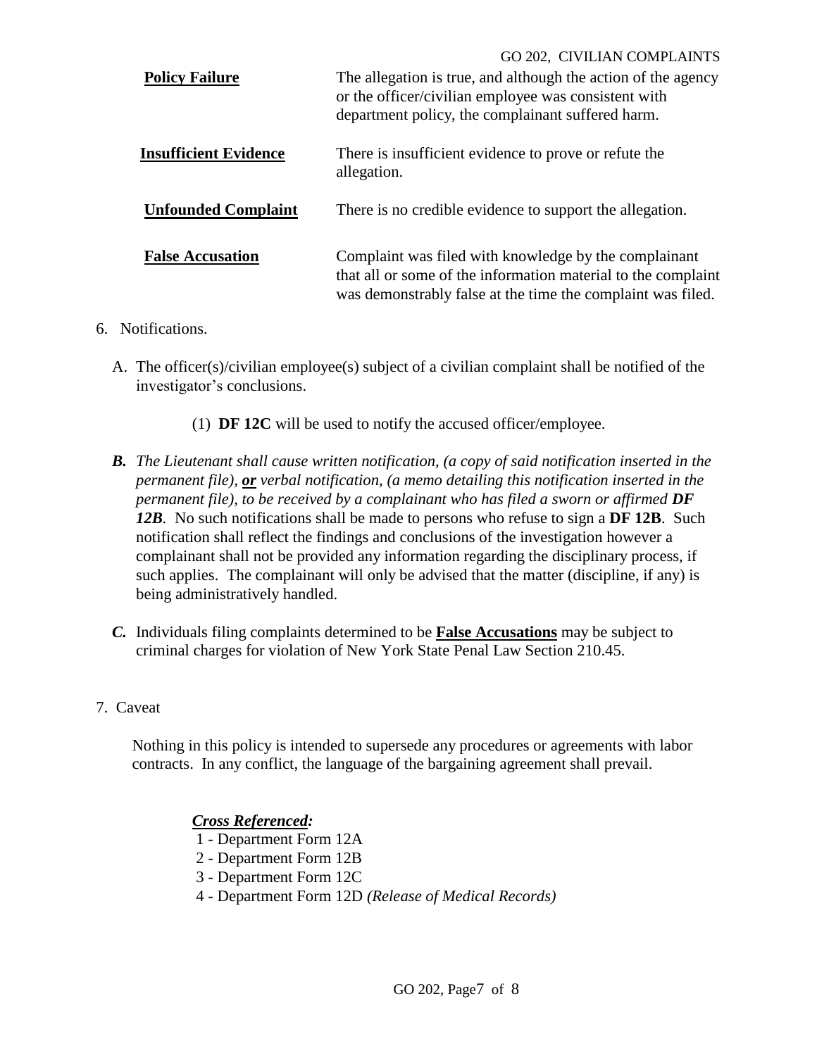| | |
|---|---|
| **Policy Failure** | The allegation is true, and although the action of the agency or the officer/civilian employee was consistent with department policy, the complainant suffered harm. |
| **Insufficient Evidence** | There is insufficient evidence to prove or refute the allegation. |
| **Unfounded Complaint** | There is no credible evidence to support the allegation. |
| **False Accusation** | Complaint was filed with knowledge by the complainant that all or some of the information material to the complaint was demonstrably false at the time the complaint was filed. |

6. Notifications.

   A. The officer(s)/civilian employee(s) subject of a civilian complaint shall be notified of the investigator's conclusions.

      (1) **DF 12C** will be used to notify the accused officer/employee.

   ***B.*** *The Lieutenant shall cause written notification, (a copy of said notification inserted in the permanent file),* ***or*** *verbal notification, (a memo detailing this notification inserted in the permanent file), to be received by a complainant who has filed a sworn or affirmed* ***DF 12B****.* No such notifications shall be made to persons who refuse to sign a **DF 12B**. Such notification shall reflect the findings and conclusions of the investigation however a complainant shall not be provided any information regarding the disciplinary process, if such applies. The complainant will only be advised that the matter (discipline, if any) is being administratively handled.

   ***C.*** Individuals filing complaints determined to be **False Accusations** may be subject to criminal charges for violation of New York State Penal Law Section 210.45.

7. Caveat

   Nothing in this policy is intended to supersede any procedures or agreements with labor contracts. In any conflict, the language of the bargaining agreement shall prevail.

***Cross Referenced:***

1 - Department Form 12A
2 - Department Form 12B
3 - Department Form 12C
4 - Department Form 12D *(Release of Medical Records)*